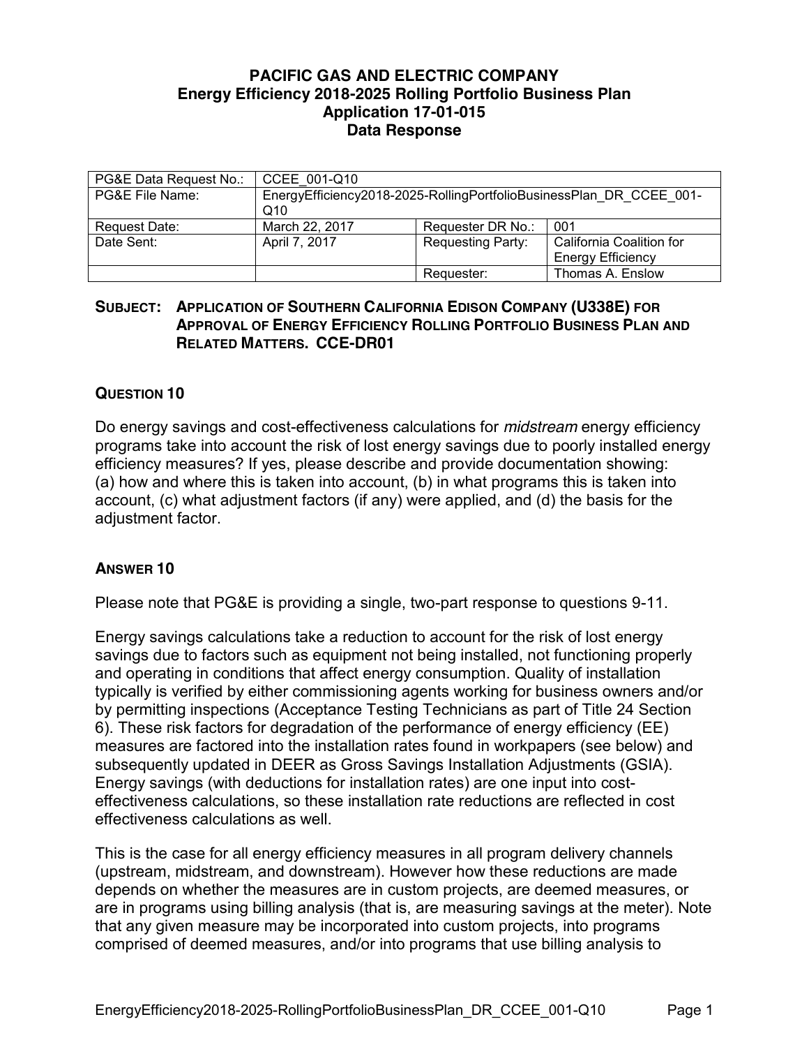# PACIFIC GAS AND ELECTRIC COMPANY
## Energy Efficiency 2018-2025 Rolling Portfolio Business Plan
## Application 17-01-015
## Data Response

| PG&E Data Request No.: | CCEE_001-Q10 | | |
|---|---|---|---|
| PG&E File Name: | EnergyEfficiency2018-2025-RollingPortfolioBusinessPlan_DR_CCEE_001-Q10 | | |
| Request Date: | March 22, 2017 | Requester DR No.: | 001 |
| Date Sent: | April 7, 2017 | Requesting Party: | California Coalition for Energy Efficiency |
| | | Requester: | Thomas A. Enslow |

**SUBJECT: APPLICATION OF SOUTHERN CALIFORNIA EDISON COMPANY (U338E) FOR APPROVAL OF ENERGY EFFICIENCY ROLLING PORTFOLIO BUSINESS PLAN AND RELATED MATTERS. CCE-DR01**

### QUESTION 10

Do energy savings and cost-effectiveness calculations for *midstream* energy efficiency programs take into account the risk of lost energy savings due to poorly installed energy efficiency measures? If yes, please describe and provide documentation showing: (a) how and where this is taken into account, (b) in what programs this is taken into account, (c) what adjustment factors (if any) were applied, and (d) the basis for the adjustment factor.

### ANSWER 10

Please note that PG&E is providing a single, two-part response to questions 9-11.

Energy savings calculations take a reduction to account for the risk of lost energy savings due to factors such as equipment not being installed, not functioning properly and operating in conditions that affect energy consumption. Quality of installation typically is verified by either commissioning agents working for business owners and/or by permitting inspections (Acceptance Testing Technicians as part of Title 24 Section 6). These risk factors for degradation of the performance of energy efficiency (EE) measures are factored into the installation rates found in workpapers (see below) and subsequently updated in DEER as Gross Savings Installation Adjustments (GSIA). Energy savings (with deductions for installation rates) are one input into cost-effectiveness calculations, so these installation rate reductions are reflected in cost effectiveness calculations as well.

This is the case for all energy efficiency measures in all program delivery channels (upstream, midstream, and downstream). However how these reductions are made depends on whether the measures are in custom projects, are deemed measures, or are in programs using billing analysis (that is, are measuring savings at the meter). Note that any given measure may be incorporated into custom projects, into programs comprised of deemed measures, and/or into programs that use billing analysis to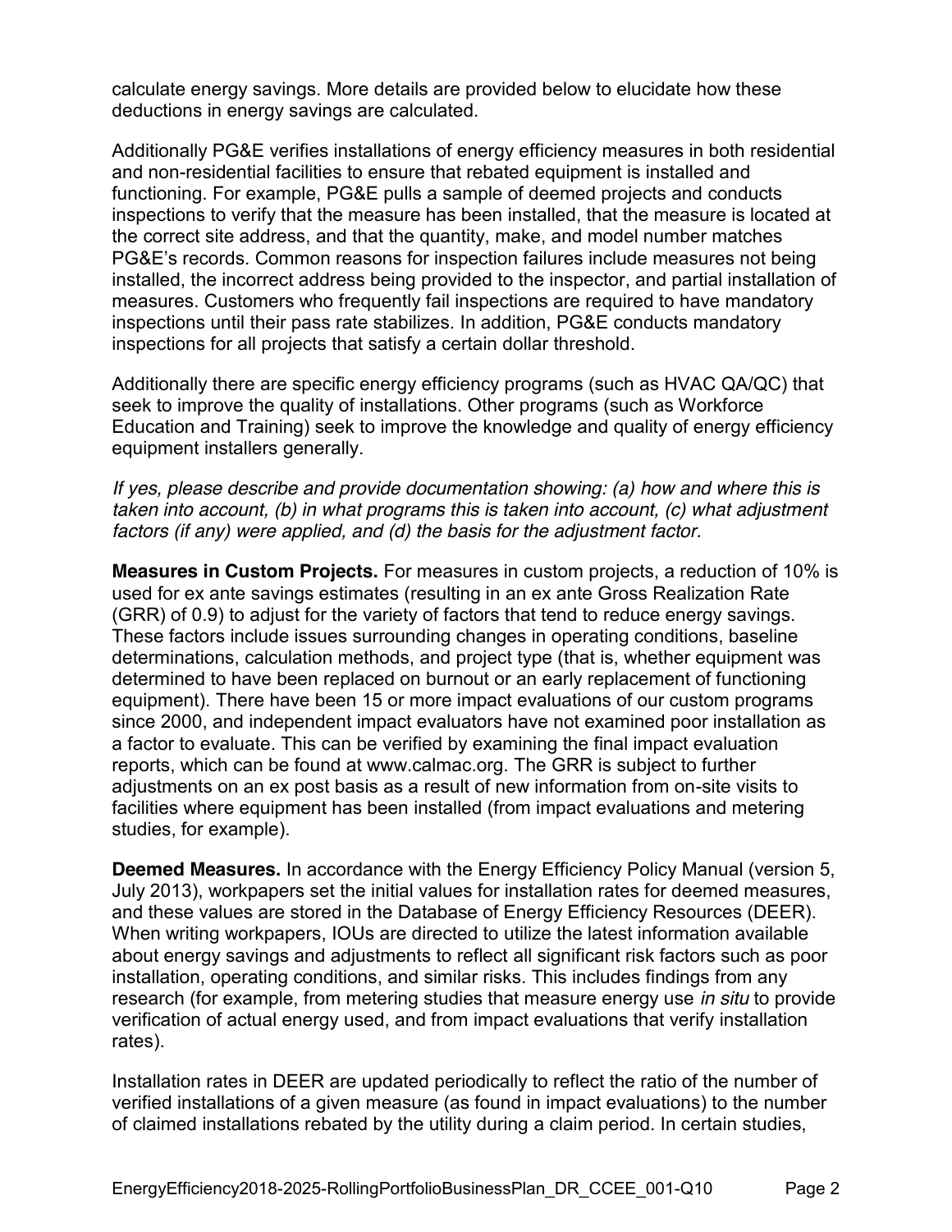calculate energy savings. More details are provided below to elucidate how these deductions in energy savings are calculated.

Additionally PG&E verifies installations of energy efficiency measures in both residential and non-residential facilities to ensure that rebated equipment is installed and functioning. For example, PG&E pulls a sample of deemed projects and conducts inspections to verify that the measure has been installed, that the measure is located at the correct site address, and that the quantity, make, and model number matches PG&E's records. Common reasons for inspection failures include measures not being installed, the incorrect address being provided to the inspector, and partial installation of measures. Customers who frequently fail inspections are required to have mandatory inspections until their pass rate stabilizes. In addition, PG&E conducts mandatory inspections for all projects that satisfy a certain dollar threshold.

Additionally there are specific energy efficiency programs (such as HVAC QA/QC) that seek to improve the quality of installations. Other programs (such as Workforce Education and Training) seek to improve the knowledge and quality of energy efficiency equipment installers generally.

*If yes, please describe and provide documentation showing: (a) how and where this is taken into account, (b) in what programs this is taken into account, (c) what adjustment factors (if any) were applied, and (d) the basis for the adjustment factor.*

**Measures in Custom Projects.** For measures in custom projects, a reduction of 10% is used for ex ante savings estimates (resulting in an ex ante Gross Realization Rate (GRR) of 0.9) to adjust for the variety of factors that tend to reduce energy savings. These factors include issues surrounding changes in operating conditions, baseline determinations, calculation methods, and project type (that is, whether equipment was determined to have been replaced on burnout or an early replacement of functioning equipment). There have been 15 or more impact evaluations of our custom programs since 2000, and independent impact evaluators have not examined poor installation as a factor to evaluate. This can be verified by examining the final impact evaluation reports, which can be found at www.calmac.org. The GRR is subject to further adjustments on an ex post basis as a result of new information from on-site visits to facilities where equipment has been installed (from impact evaluations and metering studies, for example).

**Deemed Measures.** In accordance with the Energy Efficiency Policy Manual (version 5, July 2013), workpapers set the initial values for installation rates for deemed measures, and these values are stored in the Database of Energy Efficiency Resources (DEER). When writing workpapers, IOUs are directed to utilize the latest information available about energy savings and adjustments to reflect all significant risk factors such as poor installation, operating conditions, and similar risks. This includes findings from any research (for example, from metering studies that measure energy use *in situ* to provide verification of actual energy used, and from impact evaluations that verify installation rates).

Installation rates in DEER are updated periodically to reflect the ratio of the number of verified installations of a given measure (as found in impact evaluations) to the number of claimed installations rebated by the utility during a claim period. In certain studies,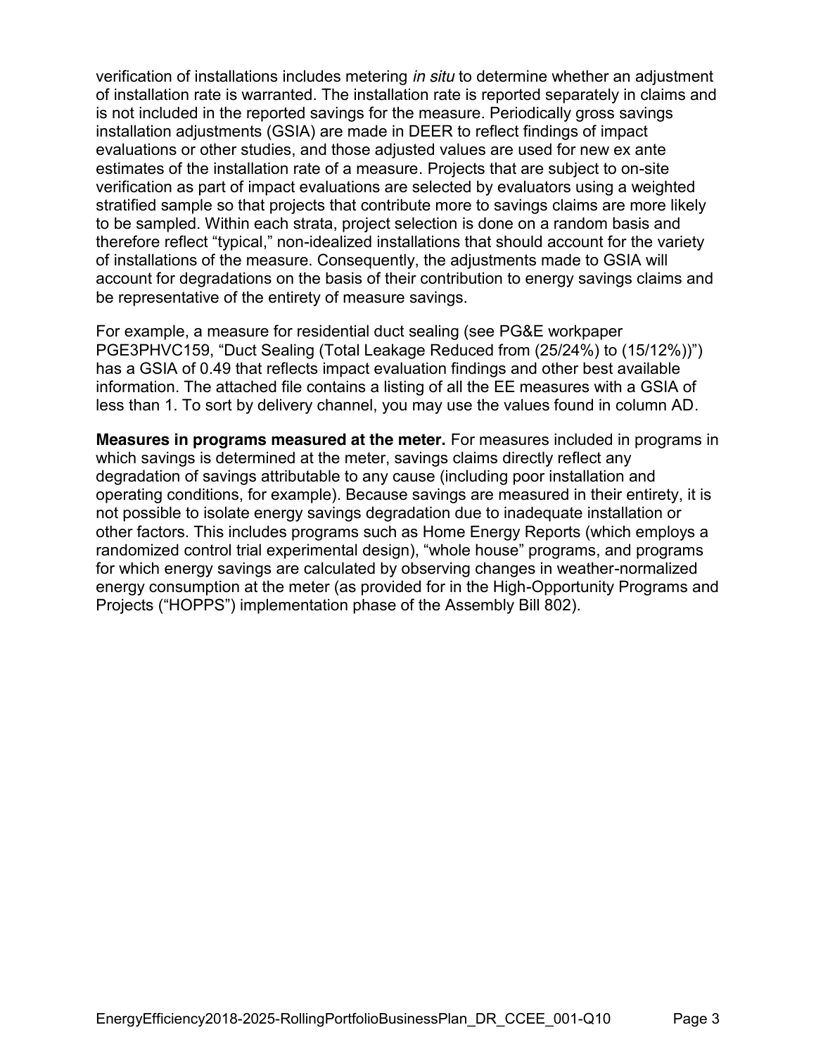verification of installations includes metering *in situ* to determine whether an adjustment of installation rate is warranted. The installation rate is reported separately in claims and is not included in the reported savings for the measure. Periodically gross savings installation adjustments (GSIA) are made in DEER to reflect findings of impact evaluations or other studies, and those adjusted values are used for new ex ante estimates of the installation rate of a measure. Projects that are subject to on-site verification as part of impact evaluations are selected by evaluators using a weighted stratified sample so that projects that contribute more to savings claims are more likely to be sampled. Within each strata, project selection is done on a random basis and therefore reflect "typical," non-idealized installations that should account for the variety of installations of the measure. Consequently, the adjustments made to GSIA will account for degradations on the basis of their contribution to energy savings claims and be representative of the entirety of measure savings.

For example, a measure for residential duct sealing (see PG&E workpaper PGE3PHVC159, "Duct Sealing (Total Leakage Reduced from (25/24%) to (15/12%))") has a GSIA of 0.49 that reflects impact evaluation findings and other best available information. The attached file contains a listing of all the EE measures with a GSIA of less than 1. To sort by delivery channel, you may use the values found in column AD.

**Measures in programs measured at the meter.** For measures included in programs in which savings is determined at the meter, savings claims directly reflect any degradation of savings attributable to any cause (including poor installation and operating conditions, for example). Because savings are measured in their entirety, it is not possible to isolate energy savings degradation due to inadequate installation or other factors. This includes programs such as Home Energy Reports (which employs a randomized control trial experimental design), "whole house" programs, and programs for which energy savings are calculated by observing changes in weather-normalized energy consumption at the meter (as provided for in the High-Opportunity Programs and Projects ("HOPPS") implementation phase of the Assembly Bill 802).